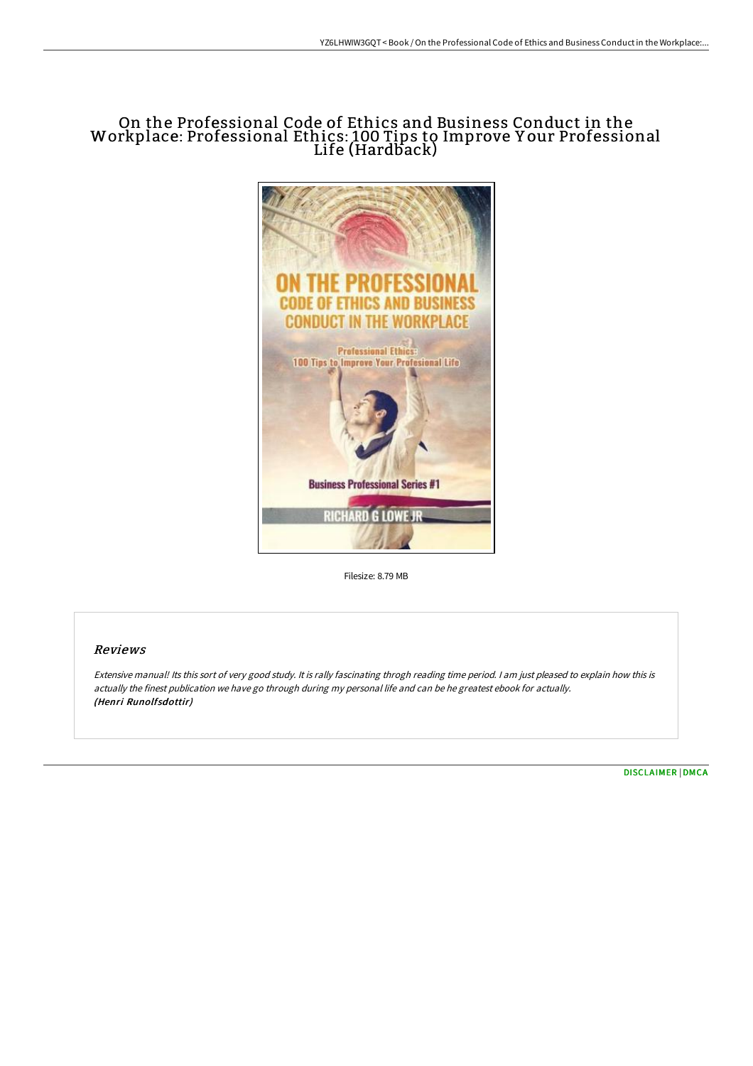# On the Professional Code of Ethics and Business Conduct in the Workplace: Professional Ethics: 100 Tips to Improve Your Professional Life (Hardback)

Filesize: 8.79 MB

## Reviews

*Extensive manual! Its this sort of very good study. It is rally fascinating throgh reading time period. I am just pleased to explain how this is actually the finest publication we have go through during my personal life and can be he greatest ebook for actually.*
***(Henri Runolfsdottir)***

[DISCLAIMER](#) | [DMCA](#)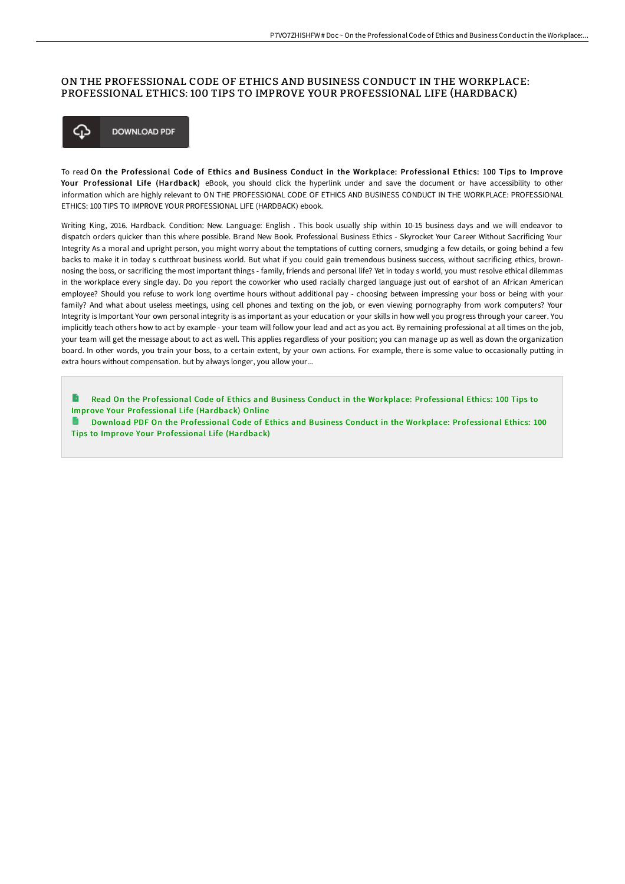# ON THE PROFESSIONAL CODE OF ETHICS AND BUSINESS CONDUCT IN THE WORKPLACE: PROFESSIONAL ETHICS: 100 TIPS TO IMPROVE YOUR PROFESSIONAL LIFE (HARDBACK)

DOWNLOAD PDF

To read **On the Professional Code of Ethics and Business Conduct in the Workplace: Professional Ethics: 100 Tips to Improve Your Professional Life (Hardback)** eBook, you should click the hyperlink under and save the document or have accessibility to other information which are highly relevant to ON THE PROFESSIONAL CODE OF ETHICS AND BUSINESS CONDUCT IN THE WORKPLACE: PROFESSIONAL ETHICS: 100 TIPS TO IMPROVE YOUR PROFESSIONAL LIFE (HARDBACK) ebook.

Writing King, 2016. Hardback. Condition: New. Language: English . This book usually ship within 10-15 business days and we will endeavor to dispatch orders quicker than this where possible. Brand New Book. Professional Business Ethics - Skyrocket Your Career Without Sacrificing Your Integrity As a moral and upright person, you might worry about the temptations of cutting corners, smudging a few details, or going behind a few backs to make it in today s cutthroat business world. But what if you could gain tremendous business success, without sacrificing ethics, brown-nosing the boss, or sacrificing the most important things - family, friends and personal life? Yet in today s world, you must resolve ethical dilemmas in the workplace every single day. Do you report the coworker who used racially charged language just out of earshot of an African American employee? Should you refuse to work long overtime hours without additional pay - choosing between impressing your boss or being with your family? And what about useless meetings, using cell phones and texting on the job, or even viewing pornography from work computers? Your Integrity is Important Your own personal integrity is as important as your education or your skills in how well you progress through your career. You implicitly teach others how to act by example - your team will follow your lead and act as you act. By remaining professional at all times on the job, your team will get the message about to act as well. This applies regardless of your position; you can manage up as well as down the organization board. In other words, you train your boss, to a certain extent, by your own actions. For example, there is some value to occasionally putting in extra hours without compensation. but by always longer, you allow your...

Read On the Professional Code of Ethics and Business Conduct in the Workplace: Professional Ethics: 100 Tips to Improve Your Professional Life (Hardback) Online

Download PDF On the Professional Code of Ethics and Business Conduct in the Workplace: Professional Ethics: 100 Tips to Improve Your Professional Life (Hardback)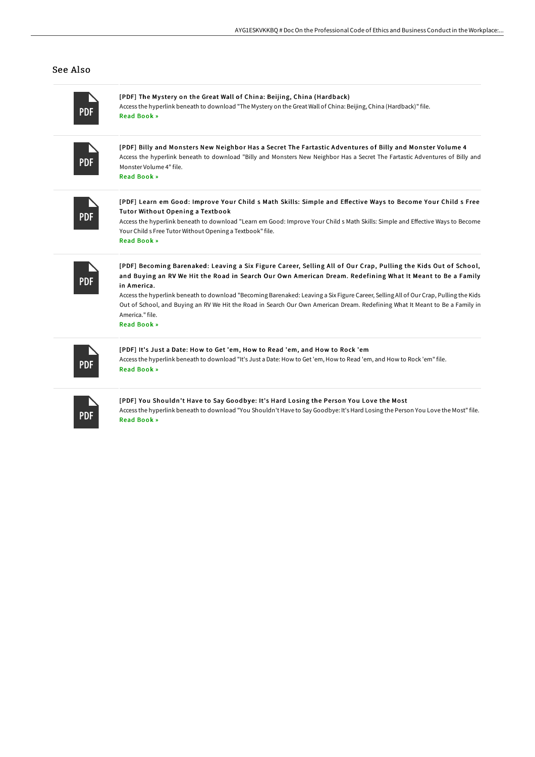## See Also

[PDF] The Mystery on the Great Wall of China: Beijing, China (Hardback)
Access the hyperlink beneath to download "The Mystery on the Great Wall of China: Beijing, China (Hardback)" file.
Read Book »

[PDF] Billy and Monsters New Neighbor Has a Secret The Fartastic Adventures of Billy and Monster Volume 4
Access the hyperlink beneath to download "Billy and Monsters New Neighbor Has a Secret The Fartastic Adventures of Billy and Monster Volume 4" file.
Read Book »

[PDF] Learn em Good: Improve Your Child s Math Skills: Simple and Effective Ways to Become Your Child s Free Tutor Without Opening a Textbook
Access the hyperlink beneath to download "Learn em Good: Improve Your Child s Math Skills: Simple and Effective Ways to Become Your Child s Free Tutor Without Opening a Textbook" file.
Read Book »

[PDF] Becoming Barenaked: Leaving a Six Figure Career, Selling All of Our Crap, Pulling the Kids Out of School, and Buying an RV We Hit the Road in Search Our Own American Dream. Redefining What It Meant to Be a Family in America.
Access the hyperlink beneath to download "Becoming Barenaked: Leaving a Six Figure Career, Selling All of Our Crap, Pulling the Kids Out of School, and Buying an RV We Hit the Road in Search Our Own American Dream. Redefining What It Meant to Be a Family in America." file.
Read Book »

[PDF] It's Just a Date: How to Get 'em, How to Read 'em, and How to Rock 'em
Access the hyperlink beneath to download "It's Just a Date: How to Get 'em, How to Read 'em, and How to Rock 'em" file.
Read Book »

[PDF] You Shouldn't Have to Say Goodbye: It's Hard Losing the Person You Love the Most
Access the hyperlink beneath to download "You Shouldn't Have to Say Goodbye: It's Hard Losing the Person You Love the Most" file.
Read Book »